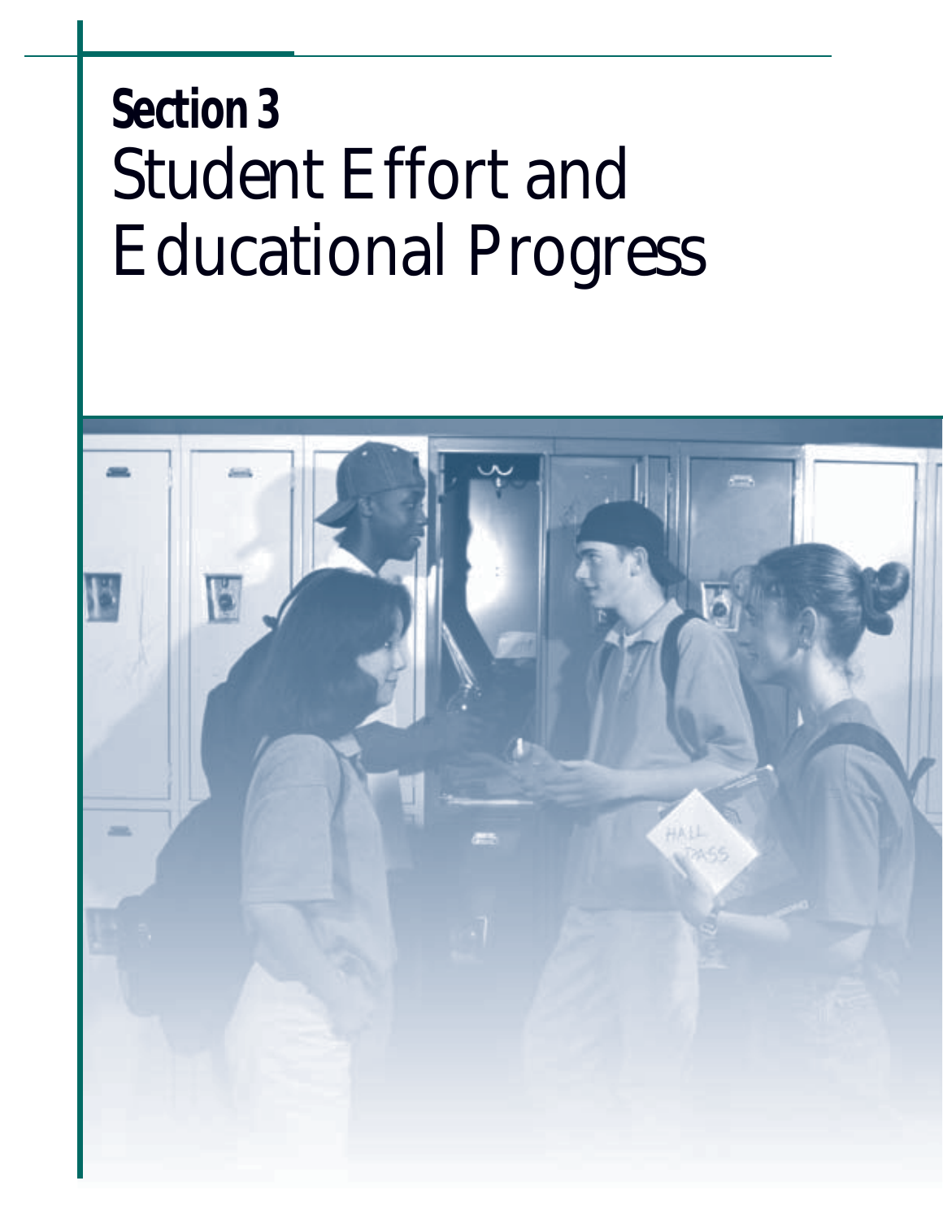# Section 3
# Student Effort and Educational Progress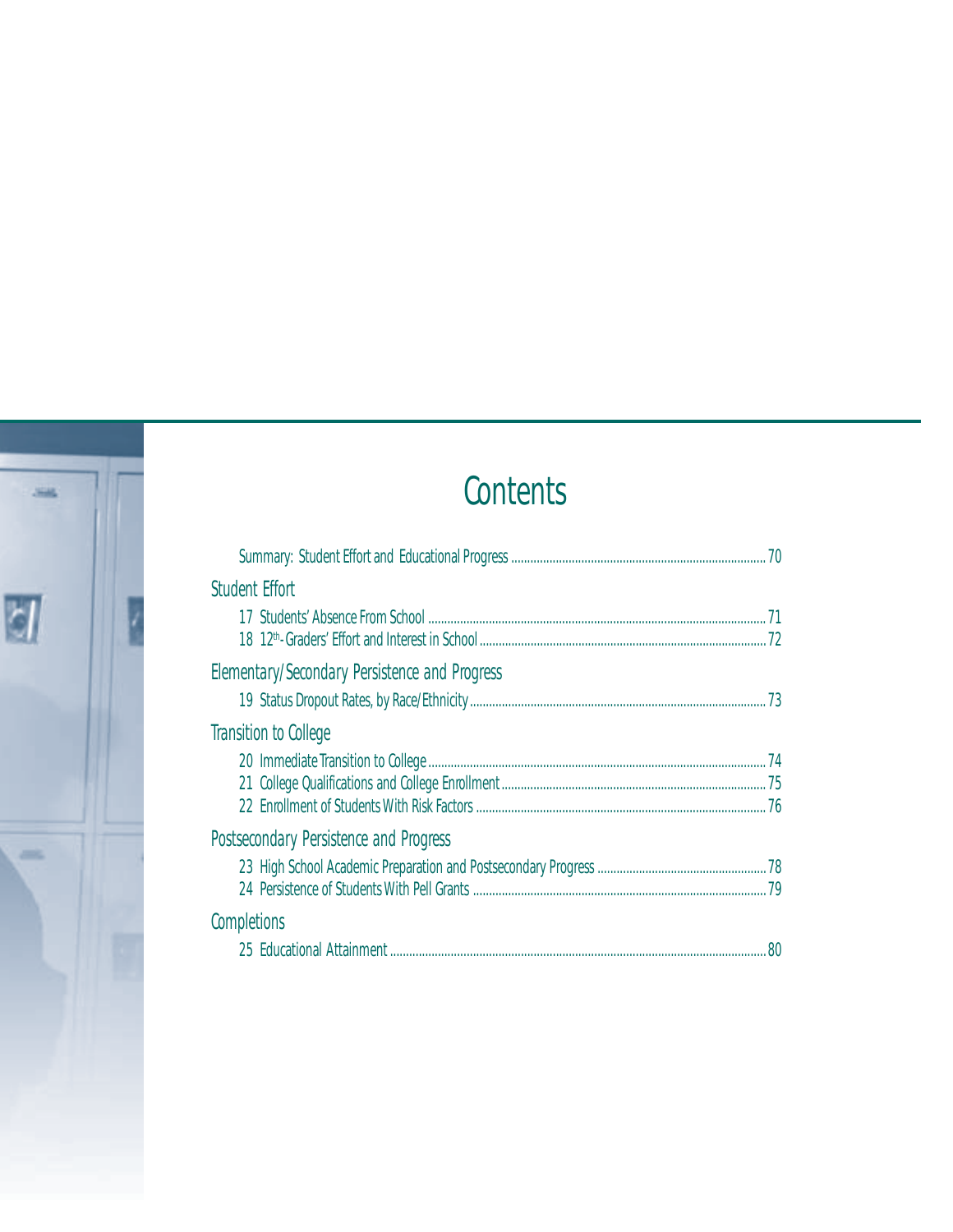# Contents

Summary: Student Effort and Educational Progress ........ 70

## Student Effort

17 Students' Absence From School ........ 71
18 12th-Graders' Effort and Interest in School ........ 72

## Elementary/Secondary Persistence and Progress

19 Status Dropout Rates, by Race/Ethnicity ........ 73

## Transition to College

20 Immediate Transition to College ........ 74
21 College Qualifications and College Enrollment ........ 75
22 Enrollment of Students With Risk Factors ........ 76

## Postsecondary Persistence and Progress

23 High School Academic Preparation and Postsecondary Progress ........ 78
24 Persistence of Students With Pell Grants ........ 79

## Completions

25 Educational Attainment ........ 80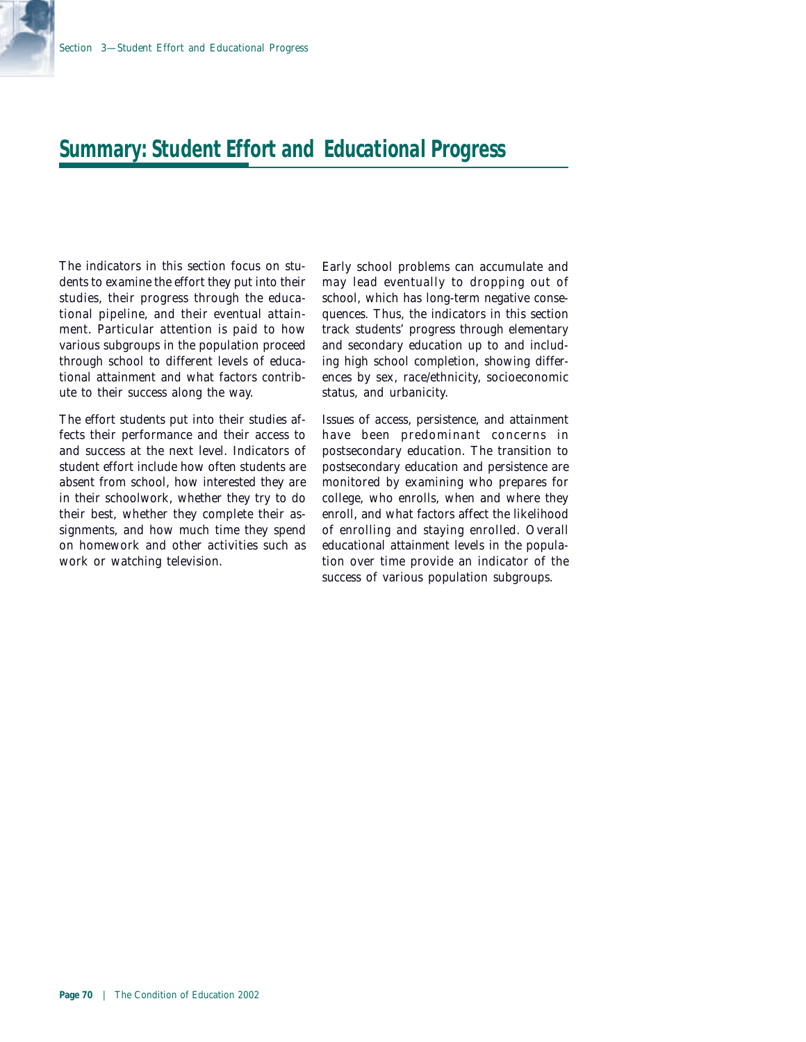# Summary: Student Effort and Educational Progress

The indicators in this section focus on students to examine the effort they put into their studies, their progress through the educational pipeline, and their eventual attainment. Particular attention is paid to how various subgroups in the population proceed through school to different levels of educational attainment and what factors contribute to their success along the way.

The effort students put into their studies affects their performance and their access to and success at the next level. Indicators of student effort include how often students are absent from school, how interested they are in their schoolwork, whether they try to do their best, whether they complete their assignments, and how much time they spend on homework and other activities such as work or watching television.

Early school problems can accumulate and may lead eventually to dropping out of school, which has long-term negative consequences. Thus, the indicators in this section track students' progress through elementary and secondary education up to and including high school completion, showing differences by sex, race/ethnicity, socioeconomic status, and urbanicity.

Issues of access, persistence, and attainment have been predominant concerns in postsecondary education. The transition to postsecondary education and persistence are monitored by examining who prepares for college, who enrolls, when and where they enroll, and what factors affect the likelihood of enrolling and staying enrolled. Overall educational attainment levels in the population over time provide an indicator of the success of various population subgroups.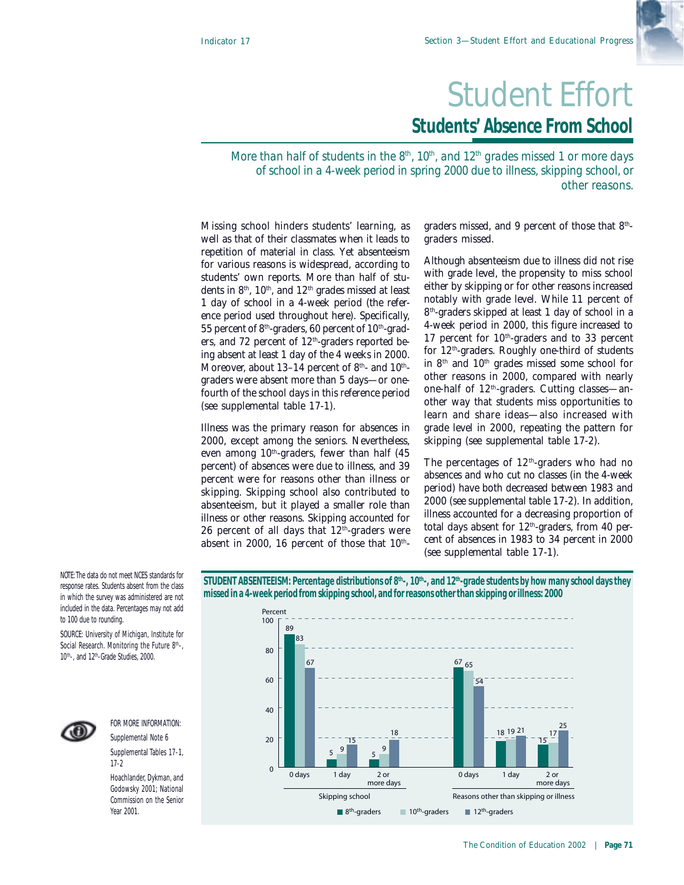# Student Effort

## Students' Absence From School

*More than half of students in the 8th, 10th, and 12th grades missed 1 or more days of school in a 4-week period in spring 2000 due to illness, skipping school, or other reasons.*

Missing school hinders students' learning, as well as that of their classmates when it leads to repetition of material in class. Yet absenteeism for various reasons is widespread, according to students' own reports. More than half of students in 8th, 10th, and 12th grades missed at least 1 day of school in a 4-week period (the reference period used throughout here). Specifically, 55 percent of 8th-graders, 60 percent of 10th-graders, and 72 percent of 12th-graders reported being absent at least 1 day of the 4 weeks in 2000. Moreover, about 13–14 percent of 8th- and 10th-graders were absent more than 5 days—or one-fourth of the school days in this reference period (see supplemental table 17-1).

Illness was the primary reason for absences in 2000, except among the seniors. Nevertheless, even among 10th-graders, fewer than half (45 percent) of absences were due to illness, and 39 percent were for reasons other than illness or skipping. Skipping school also contributed to absenteeism, but it played a smaller role than illness or other reasons. Skipping accounted for 26 percent of all days that 12th-graders were absent in 2000, 16 percent of those that 10th-graders missed, and 9 percent of those that 8th-graders missed.

Although absenteeism due to illness did not rise with grade level, the propensity to miss school either by skipping or for other reasons increased notably with grade level. While 11 percent of 8th-graders skipped at least 1 day of school in a 4-week period in 2000, this figure increased to 17 percent for 10th-graders and to 33 percent for 12th-graders. Roughly one-third of students in 8th and 10th grades missed some school for other reasons in 2000, compared with nearly one-half of 12th-graders. Cutting classes—another way that students miss opportunities to learn and share ideas—also increased with grade level in 2000, repeating the pattern for skipping (see supplemental table 17-2).

The percentages of 12th-graders who had no absences and who cut no classes (in the 4-week period) have both decreased between 1983 and 2000 (see supplemental table 17-2). In addition, illness accounted for a decreasing proportion of total days absent for 12th-graders, from 40 percent of absences in 1983 to 34 percent in 2000 (see supplemental table 17-1).

**STUDENT ABSENTEEISM: Percentage distributions of 8th-, 10th-, and 12th-grade students by how many school days they missed in a 4-week period from skipping school, and for reasons other than skipping or illness: 2000**

Percent
100
80
60
40
20
0

89 83 67
5 9 15
5 9 18
67 65 54
18 19 21
15 17 25

0 days
1 day
2 or more days
0 days
1 day
2 or more days

Skipping school
Reasons other than skipping or illness

8th-graders
10th-graders
12th-graders

NOTE: The data do not meet NCES standards for response rates. Students absent from the class in which the survey was administered are not included in the data. Percentages may not add to 100 due to rounding.

SOURCE: University of Michigan, Institute for Social Research. Monitoring the Future 8th-, 10th-, and 12th-Grade Studies, 2000.

FOR MORE INFORMATION:
Supplemental Note 6
Supplemental Tables 17-1, 17-2
Hoachlander, Dykman, and Godowsky 2001; National Commission on the Senior Year 2001.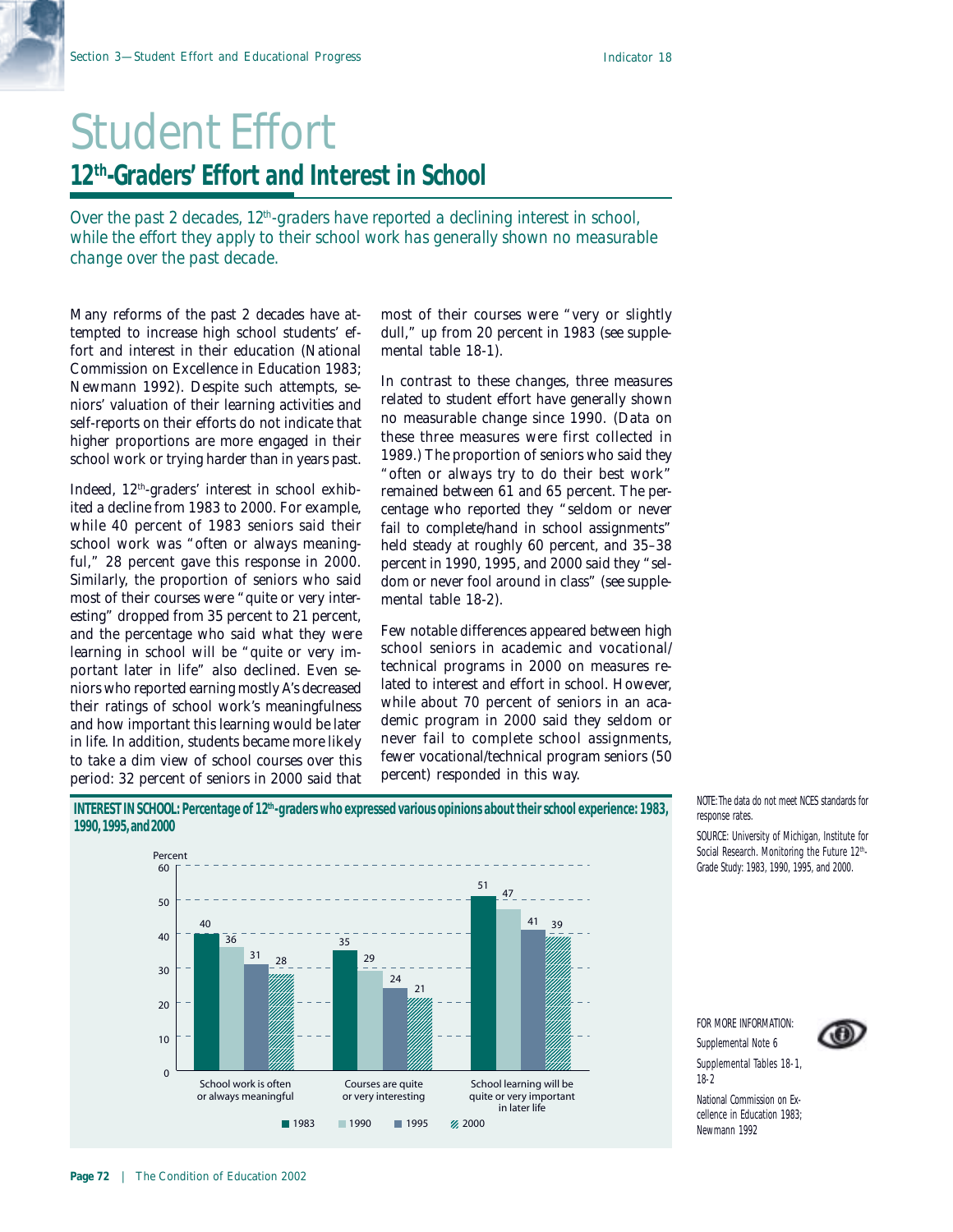# Student Effort

## 12th-Graders' Effort and Interest in School

*Over the past 2 decades, 12th-graders have reported a declining interest in school, while the effort they apply to their school work has generally shown no measurable change over the past decade.*

Many reforms of the past 2 decades have attempted to increase high school students' effort and interest in their education (National Commission on Excellence in Education 1983; Newmann 1992). Despite such attempts, seniors' valuation of their learning activities and self-reports on their efforts do not indicate that higher proportions are more engaged in their school work or trying harder than in years past.

Indeed, 12th-graders' interest in school exhibited a decline from 1983 to 2000. For example, while 40 percent of 1983 seniors said their school work was "often or always meaningful," 28 percent gave this response in 2000. Similarly, the proportion of seniors who said most of their courses were "quite or very interesting" dropped from 35 percent to 21 percent, and the percentage who said what they were learning in school will be "quite or very important later in life" also declined. Even seniors who reported earning mostly A's decreased their ratings of school work's meaningfulness and how important this learning would be later in life. In addition, students became more likely to take a dim view of school courses over this period: 32 percent of seniors in 2000 said that most of their courses were "very or slightly dull," up from 20 percent in 1983 (see supplemental table 18-1).

In contrast to these changes, three measures related to student effort have generally shown no measurable change since 1990. (Data on these three measures were first collected in 1989.) The proportion of seniors who said they "often or always try to do their best work" remained between 61 and 65 percent. The percentage who reported they "seldom or never fail to complete/hand in school assignments" held steady at roughly 60 percent, and 35–38 percent in 1990, 1995, and 2000 said they "seldom or never fool around in class" (see supplemental table 18-2).

Few notable differences appeared between high school seniors in academic and vocational/technical programs in 2000 on measures related to interest and effort in school. However, while about 70 percent of seniors in an academic program in 2000 said they seldom or never fail to complete school assignments, fewer vocational/technical program seniors (50 percent) responded in this way.

**INTEREST IN SCHOOL: Percentage of 12th-graders who expressed various opinions about their school experience: 1983, 1990, 1995, and 2000**

Percent
60
50
40
30
20
10
0

School work is often or always meaningful: 40, 36, 31, 28
Courses are quite or very interesting: 35, 29, 24, 21
School learning will be quite or very important in later life: 51, 47, 41, 39

1983 | 1990 | 1995 | 2000

NOTE: The data do not meet NCES standards for response rates.

SOURCE: University of Michigan, Institute for Social Research. Monitoring the Future 12th-Grade Study: 1983, 1990, 1995, and 2000.

FOR MORE INFORMATION:
Supplemental Note 6
Supplemental Tables 18-1, 18-2
National Commission on Excellence in Education 1983; Newmann 1992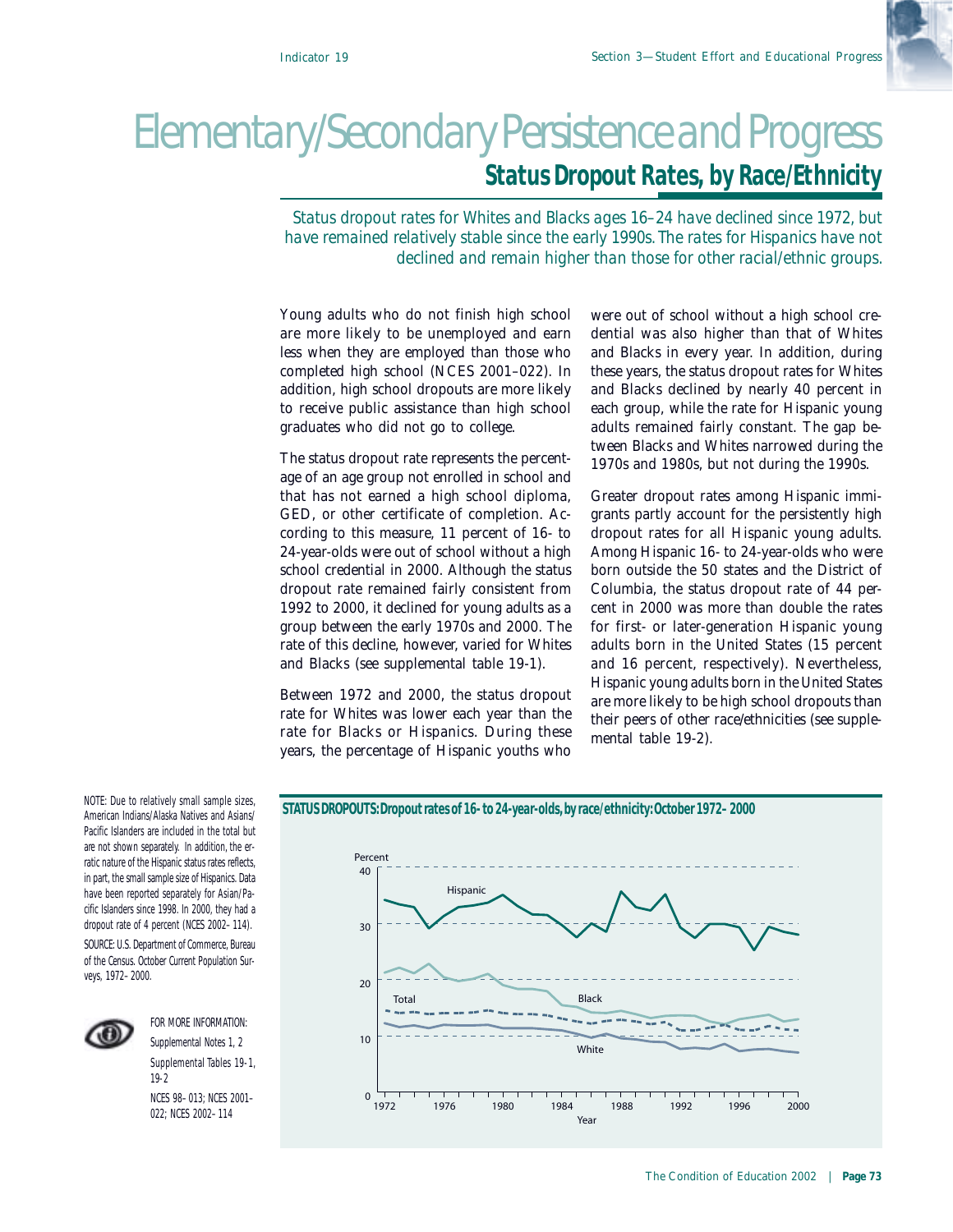# Elementary/Secondary Persistence and Progress

## Status Dropout Rates, by Race/Ethnicity

*Status dropout rates for Whites and Blacks ages 16–24 have declined since 1972, but have remained relatively stable since the early 1990s. The rates for Hispanics have not declined and remain higher than those for other racial/ethnic groups.*

Young adults who do not finish high school are more likely to be unemployed and earn less when they are employed than those who completed high school (NCES 2001–022). In addition, high school dropouts are more likely to receive public assistance than high school graduates who did not go to college.

The status dropout rate represents the percentage of an age group not enrolled in school and that has not earned a high school diploma, GED, or other certificate of completion. According to this measure, 11 percent of 16- to 24-year-olds were out of school without a high school credential in 2000. Although the status dropout rate remained fairly consistent from 1992 to 2000, it declined for young adults as a group between the early 1970s and 2000. The rate of this decline, however, varied for Whites and Blacks (see supplemental table 19-1).

Between 1972 and 2000, the status dropout rate for Whites was lower each year than the rate for Blacks or Hispanics. During these years, the percentage of Hispanic youths who were out of school without a high school credential was also higher than that of Whites and Blacks in every year. In addition, during these years, the status dropout rates for Whites and Blacks declined by nearly 40 percent in each group, while the rate for Hispanic young adults remained fairly constant. The gap between Blacks and Whites narrowed during the 1970s and 1980s, but not during the 1990s.

Greater dropout rates among Hispanic immigrants partly account for the persistently high dropout rates for all Hispanic young adults. Among Hispanic 16- to 24-year-olds who were born outside the 50 states and the District of Columbia, the status dropout rate of 44 percent in 2000 was more than double the rates for first- or later-generation Hispanic young adults born in the United States (15 percent and 16 percent, respectively). Nevertheless, Hispanic young adults born in the United States are more likely to be high school dropouts than their peers of other race/ethnicities (see supplemental table 19-2).

**STATUS DROPOUTS: Dropout rates of 16- to 24-year-olds, by race/ethnicity: October 1972–2000**

Percent

40

30

20

10

0

1972 1976 1980 1984 1988 1992 1996 2000

Year

Hispanic

Black

Total

White

NOTE: Due to relatively small sample sizes, American Indians/Alaska Natives and Asians/Pacific Islanders are included in the total but are not shown separately. In addition, the erratic nature of the Hispanic status rates reflects, in part, the small sample size of Hispanics. Data have been reported separately for Asian/Pacific Islanders since 1998. In 2000, they had a dropout rate of 4 percent (NCES 2002–114).

SOURCE: U.S. Department of Commerce, Bureau of the Census. October Current Population Surveys, 1972–2000.

FOR MORE INFORMATION:
Supplemental Notes 1, 2
Supplemental Tables 19-1, 19-2
NCES 98–013; NCES 2001–022; NCES 2002–114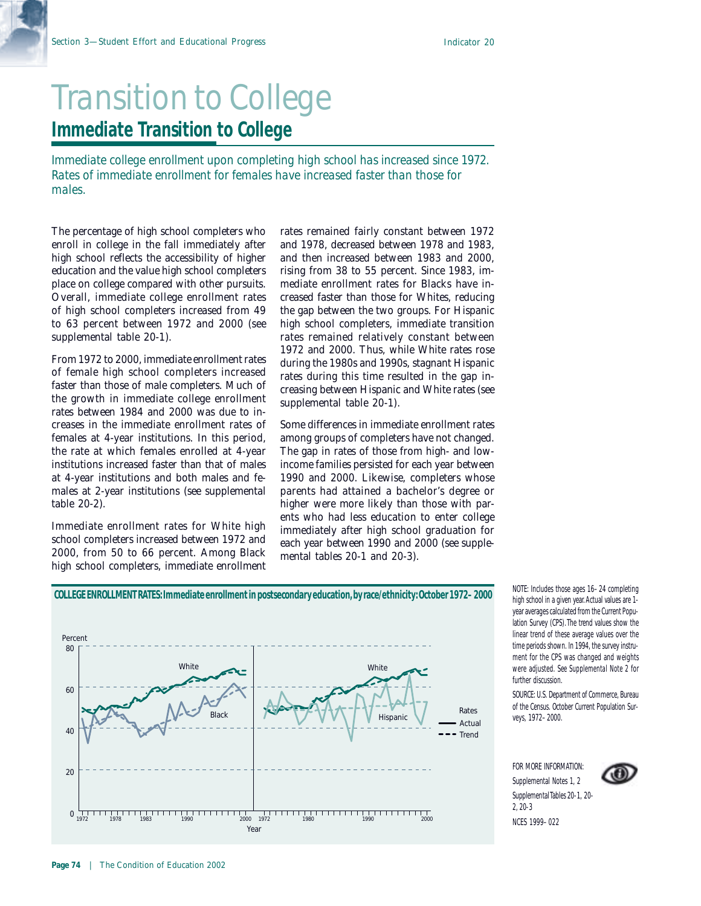# Transition to College

## Immediate Transition to College

*Immediate college enrollment upon completing high school has increased since 1972. Rates of immediate enrollment for females have increased faster than those for males.*

The percentage of high school completers who enroll in college in the fall immediately after high school reflects the accessibility of higher education and the value high school completers place on college compared with other pursuits. Overall, immediate college enrollment rates of high school completers increased from 49 to 63 percent between 1972 and 2000 (see supplemental table 20-1).

From 1972 to 2000, immediate enrollment rates of female high school completers increased faster than those of male completers. Much of the growth in immediate college enrollment rates between 1984 and 2000 was due to increases in the immediate enrollment rates of females at 4-year institutions. In this period, the rate at which females enrolled at 4-year institutions increased faster than that of males at 4-year institutions and both males and females at 2-year institutions (see supplemental table 20-2).

Immediate enrollment rates for White high school completers increased between 1972 and 2000, from 50 to 66 percent. Among Black high school completers, immediate enrollment rates remained fairly constant between 1972 and 1978, decreased between 1978 and 1983, and then increased between 1983 and 2000, rising from 38 to 55 percent. Since 1983, immediate enrollment rates for Blacks have increased faster than those for Whites, reducing the gap between the two groups. For Hispanic high school completers, immediate transition rates remained relatively constant between 1972 and 2000. Thus, while White rates rose during the 1980s and 1990s, stagnant Hispanic rates during this time resulted in the gap increasing between Hispanic and White rates (see supplemental table 20-1).

Some differences in immediate enrollment rates among groups of completers have not changed. The gap in rates of those from high- and low-income families persisted for each year between 1990 and 2000. Likewise, completers whose parents had attained a bachelor's degree or higher were more likely than those with parents who had less education to enter college immediately after high school graduation for each year between 1990 and 2000 (see supplemental tables 20-1 and 20-3).

**COLLEGE ENROLLMENT RATES: Immediate enrollment in postsecondary education, by race/ethnicity: October 1972–2000**

Percent
80
60
40
20
0
1972 1978 1983 1990 2000 1972 1980 1990 2000
Year
White
Black
White
Hispanic
Rates
Actual
Trend

NOTE: Includes those ages 16–24 completing high school in a given year. Actual values are 1-year averages calculated from the Current Population Survey (CPS). The trend values show the linear trend of these average values over the time periods shown. In 1994, the survey instrument for the CPS was changed and weights were adjusted. See Supplemental Note 2 for further discussion.

SOURCE: U.S. Department of Commerce, Bureau of the Census. October Current Population Surveys, 1972–2000.

FOR MORE INFORMATION:
Supplemental Notes 1, 2
Supplemental Tables 20-1, 20-2, 20-3
NCES 1999–022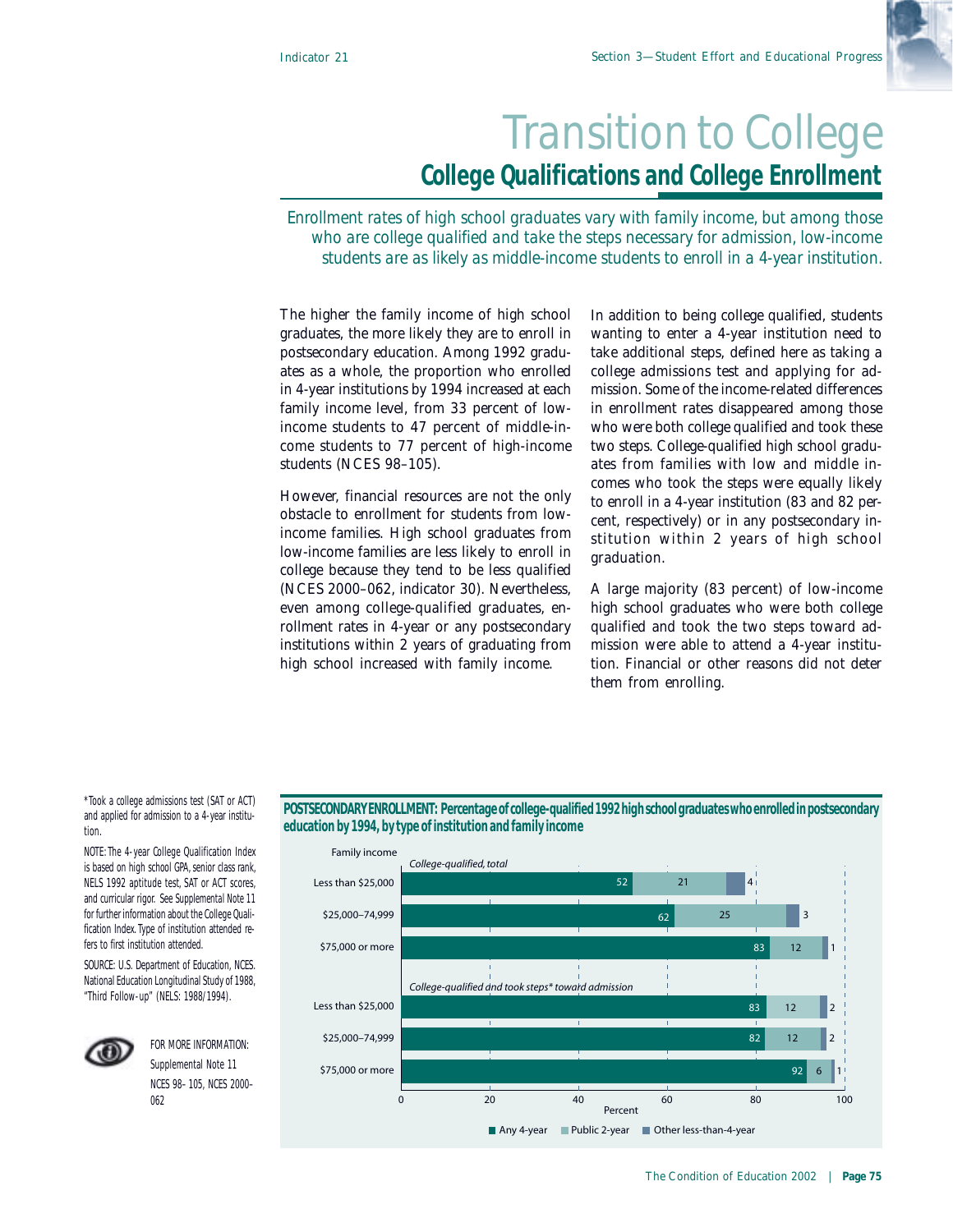# Transition to College

## College Qualifications and College Enrollment

*Enrollment rates of high school graduates vary with family income, but among those who are college qualified and take the steps necessary for admission, low-income students are as likely as middle-income students to enroll in a 4-year institution.*

The higher the family income of high school graduates, the more likely they are to enroll in postsecondary education. Among 1992 graduates as a whole, the proportion who enrolled in 4-year institutions by 1994 increased at each family income level, from 33 percent of low-income students to 47 percent of middle-income students to 77 percent of high-income students (NCES 98–105).

However, financial resources are not the only obstacle to enrollment for students from low-income families. High school graduates from low-income families are less likely to enroll in college because they tend to be less qualified (NCES 2000–062, indicator 30). Nevertheless, even among college-qualified graduates, enrollment rates in 4-year or any postsecondary institutions within 2 years of graduating from high school increased with family income.

In addition to being college qualified, students wanting to enter a 4-year institution need to take additional steps, defined here as taking a college admissions test and applying for admission. Some of the income-related differences in enrollment rates disappeared among those who were both college qualified and took these two steps. College-qualified high school graduates from families with low and middle incomes who took the steps were equally likely to enroll in a 4-year institution (83 and 82 percent, respectively) or in any postsecondary institution within 2 years of high school graduation.

A large majority (83 percent) of low-income high school graduates who were both college qualified and took the two steps toward admission were able to attend a 4-year institution. Financial or other reasons did not deter them from enrolling.

**POSTSECONDARY ENROLLMENT: Percentage of college-qualified 1992 high school graduates who enrolled in postsecondary education by 1994, by type of institution and family income**

| Family income | Any 4-year | Public 2-year | Other less-than-4-year |
|---|---|---|---|
| *College-qualified, total* | | | |
| Less than $25,000 | 52 | 21 | 4 |
| $25,000–74,999 | 62 | 25 | 3 |
| $75,000 or more | 83 | 12 | 1 |
| *College-qualified and took steps* toward admission* | | | |
| Less than $25,000 | 83 | 12 | 2 |
| $25,000–74,999 | 82 | 12 | 2 |
| $75,000 or more | 92 | 6 | 1 |

*Took a college admissions test (SAT or ACT) and applied for admission to a 4-year institution.

NOTE: The 4-year College Qualification Index is based on high school GPA, senior class rank, NELS 1992 aptitude test, SAT or ACT scores, and curricular rigor. See Supplemental Note 11 for further information about the College Qualification Index. Type of institution attended refers to first institution attended.

SOURCE: U.S. Department of Education, NCES. National Education Longitudinal Study of 1988, "Third Follow-up" (NELS: 1988/1994).

FOR MORE INFORMATION: Supplemental Note 11 NCES 98–105, NCES 2000-062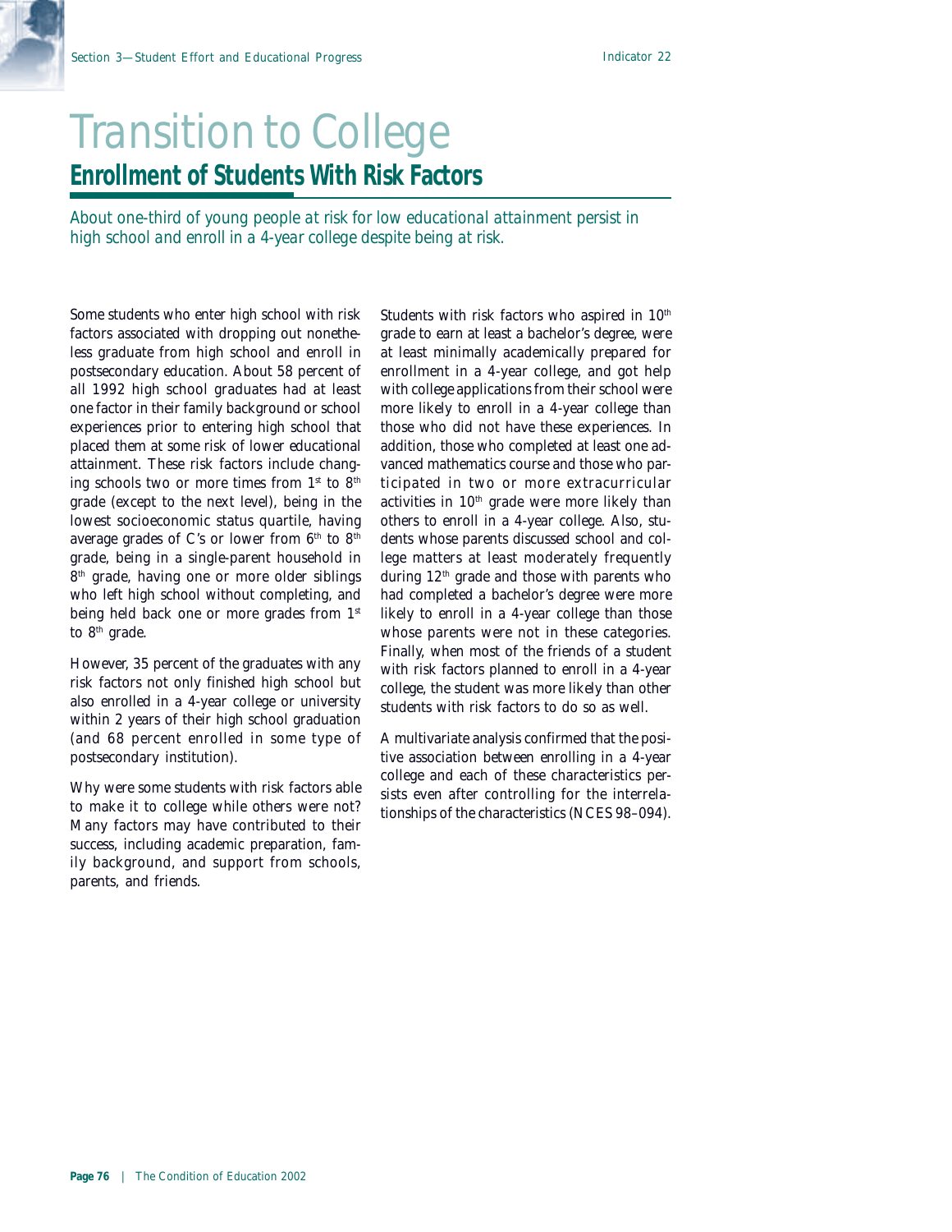# Transition to College

## Enrollment of Students With Risk Factors

*About one-third of young people at risk for low educational attainment persist in high school and enroll in a 4-year college despite being at risk.*

Some students who enter high school with risk factors associated with dropping out nonetheless graduate from high school and enroll in postsecondary education. About 58 percent of all 1992 high school graduates had at least one factor in their family background or school experiences prior to entering high school that placed them at some risk of lower educational attainment. These risk factors include changing schools two or more times from 1st to 8th grade (except to the next level), being in the lowest socioeconomic status quartile, having average grades of C's or lower from 6th to 8th grade, being in a single-parent household in 8th grade, having one or more older siblings who left high school without completing, and being held back one or more grades from 1st to 8th grade.

However, 35 percent of the graduates with any risk factors not only finished high school but also enrolled in a 4-year college or university within 2 years of their high school graduation (and 68 percent enrolled in some type of postsecondary institution).

Why were some students with risk factors able to make it to college while others were not? Many factors may have contributed to their success, including academic preparation, family background, and support from schools, parents, and friends.

Students with risk factors who aspired in 10th grade to earn at least a bachelor's degree, were at least minimally academically prepared for enrollment in a 4-year college, and got help with college applications from their school were more likely to enroll in a 4-year college than those who did not have these experiences. In addition, those who completed at least one advanced mathematics course and those who participated in two or more extracurricular activities in 10th grade were more likely than others to enroll in a 4-year college. Also, students whose parents discussed school and college matters at least moderately frequently during 12th grade and those with parents who had completed a bachelor's degree were more likely to enroll in a 4-year college than those whose parents were not in these categories. Finally, when most of the friends of a student with risk factors planned to enroll in a 4-year college, the student was more likely than other students with risk factors to do so as well.

A multivariate analysis confirmed that the positive association between enrolling in a 4-year college and each of these characteristics persists even after controlling for the interrelationships of the characteristics (NCES 98–094).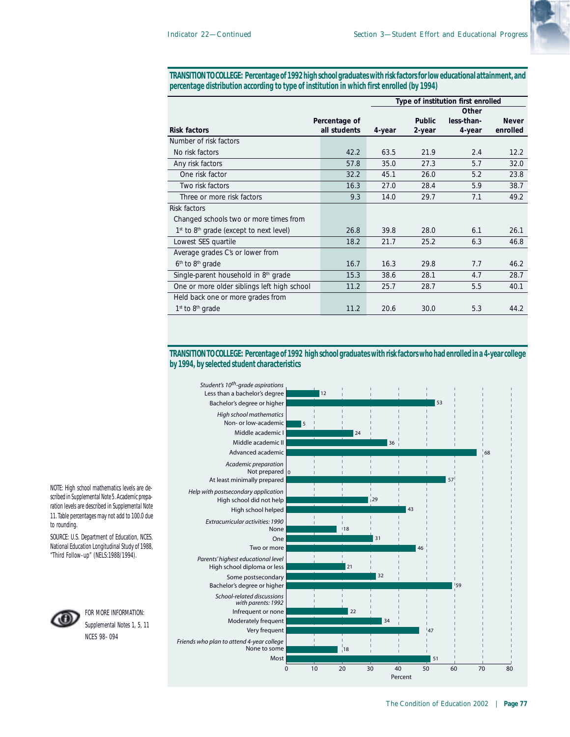**TRANSITION TO COLLEGE: Percentage of 1992 high school graduates with risk factors for low educational attainment, and percentage distribution according to type of institution in which first enrolled (by 1994)**

| Risk factors | Percentage of all students | Type of institution first enrolled | | | |
|---|---|---|---|---|---|
| | | 4-year | Public 2-year | Other less-than-4-year | Never enrolled |
| Number of risk factors | | | | | |
| No risk factors | 42.2 | 63.5 | 21.9 | 2.4 | 12.2 |
| Any risk factors | 57.8 | 35.0 | 27.3 | 5.7 | 32.0 |
| One risk factor | 32.2 | 45.1 | 26.0 | 5.2 | 23.8 |
| Two risk factors | 16.3 | 27.0 | 28.4 | 5.9 | 38.7 |
| Three or more risk factors | 9.3 | 14.0 | 29.7 | 7.1 | 49.2 |
| Risk factors | | | | | |
| Changed schools two or more times from 1st to 8th grade (except to next level) | 26.8 | 39.8 | 28.0 | 6.1 | 26.1 |
| Lowest SES quartile | 18.2 | 21.7 | 25.2 | 6.3 | 46.8 |
| Average grades C's or lower from 6th to 8th grade | 16.7 | 16.3 | 29.8 | 7.7 | 46.2 |
| Single-parent household in 8th grade | 15.3 | 38.6 | 28.1 | 4.7 | 28.7 |
| One or more older siblings left high school | 11.2 | 25.7 | 28.7 | 5.5 | 40.1 |
| Held back one or more grades from 1st to 8th grade | 11.2 | 20.6 | 30.0 | 5.3 | 44.2 |

**TRANSITION TO COLLEGE: Percentage of 1992 high school graduates with risk factors who had enrolled in a 4-year college by 1994, by selected student characteristics**

*Student's 10th-grade aspirations*
Less than a bachelor's degree 12
Bachelor's degree or higher 53

*High school mathematics*
Non- or low-academic 5
Middle academic I 24
Middle academic II 36
Advanced academic 68

*Academic preparation*
Not prepared 0
At least minimally prepared 57

*Help with postsecondary application*
High school did not help 29
High school helped 43

*Extracurricular activities: 1990*
None 18
One 31
Two or more 46

*Parents' highest educational level*
High school diploma or less 21
Some postsecondary 32
Bachelor's degree or higher 59

*School-related discussions with parents: 1992*
Infrequent or none 22
Moderately frequent 34
Very frequent 47

*Friends who plan to attend 4-year college*
None to some 18
Most 51

0 10 20 30 40 50 60 70 80
Percent

NOTE: High school mathematics levels are described in Supplemental Note 5. Academic preparation levels are described in Supplemental Note 11. Table percentages may not add to 100.0 due to rounding.

SOURCE: U.S. Department of Education, NCES. National Education Longitudinal Study of 1988, "Third Follow-up" (NELS:1988/1994).

FOR MORE INFORMATION:
Supplemental Notes 1, 5, 11
NCES 98–094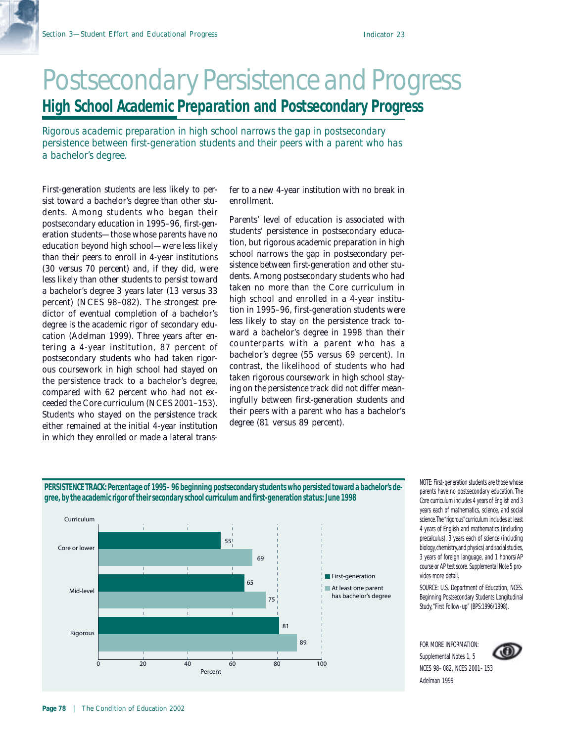# Postsecondary Persistence and Progress

## High School Academic Preparation and Postsecondary Progress

*Rigorous academic preparation in high school narrows the gap in postsecondary persistence between first-generation students and their peers with a parent who has a bachelor's degree.*

First-generation students are less likely to persist toward a bachelor's degree than other students. Among students who began their postsecondary education in 1995–96, first-generation students—those whose parents have no education beyond high school—were less likely than their peers to enroll in 4-year institutions (30 versus 70 percent) and, if they did, were less likely than other students to persist toward a bachelor's degree 3 years later (13 versus 33 percent) (NCES 98–082). The strongest predictor of eventual completion of a bachelor's degree is the academic rigor of secondary education (Adelman 1999). Three years after entering a 4-year institution, 87 percent of postsecondary students who had taken rigorous coursework in high school had stayed on the persistence track to a bachelor's degree, compared with 62 percent who had not exceeded the Core curriculum (NCES 2001–153). Students who stayed on the persistence track either remained at the initial 4-year institution in which they enrolled or made a lateral transfer to a new 4-year institution with no break in enrollment.

Parents' level of education is associated with students' persistence in postsecondary education, but rigorous academic preparation in high school narrows the gap in postsecondary persistence between first-generation and other students. Among postsecondary students who had taken no more than the Core curriculum in high school and enrolled in a 4-year institution in 1995–96, first-generation students were less likely to stay on the persistence track toward a bachelor's degree in 1998 than their counterparts with a parent who has a bachelor's degree (55 versus 69 percent). In contrast, the likelihood of students who had taken rigorous coursework in high school staying on the persistence track did not differ meaningfully between first-generation students and their peers with a parent who has a bachelor's degree (81 versus 89 percent).

**PERSISTENCE TRACK: Percentage of 1995–96 beginning postsecondary students who persisted toward a bachelor's degree, by the academic rigor of their secondary school curriculum and first-generation status: June 1998**

Curriculum

Core or lower: 55, 69

Mid-level: 65, 75

Rigorous: 81, 89

0 20 40 60 80 100

Percent

First-generation

At least one parent has bachelor's degree

NOTE: First-generation students are those whose parents have no postsecondary education. The Core curriculum includes 4 years of English and 3 years each of mathematics, science, and social science. The "rigorous" curriculum includes at least 4 years of English and mathematics (including precalculus), 3 years each of science (including biology, chemistry, and physics) and social studies, 3 years of foreign language, and 1 honors/AP course or AP test score. Supplemental Note 5 provides more detail.

SOURCE: U.S. Department of Education, NCES. Beginning Postsecondary Students Longitudinal Study, "First Follow-up" (BPS:1996/1998).

FOR MORE INFORMATION:
Supplemental Notes 1, 5
NCES 98–082, NCES 2001–153
Adelman 1999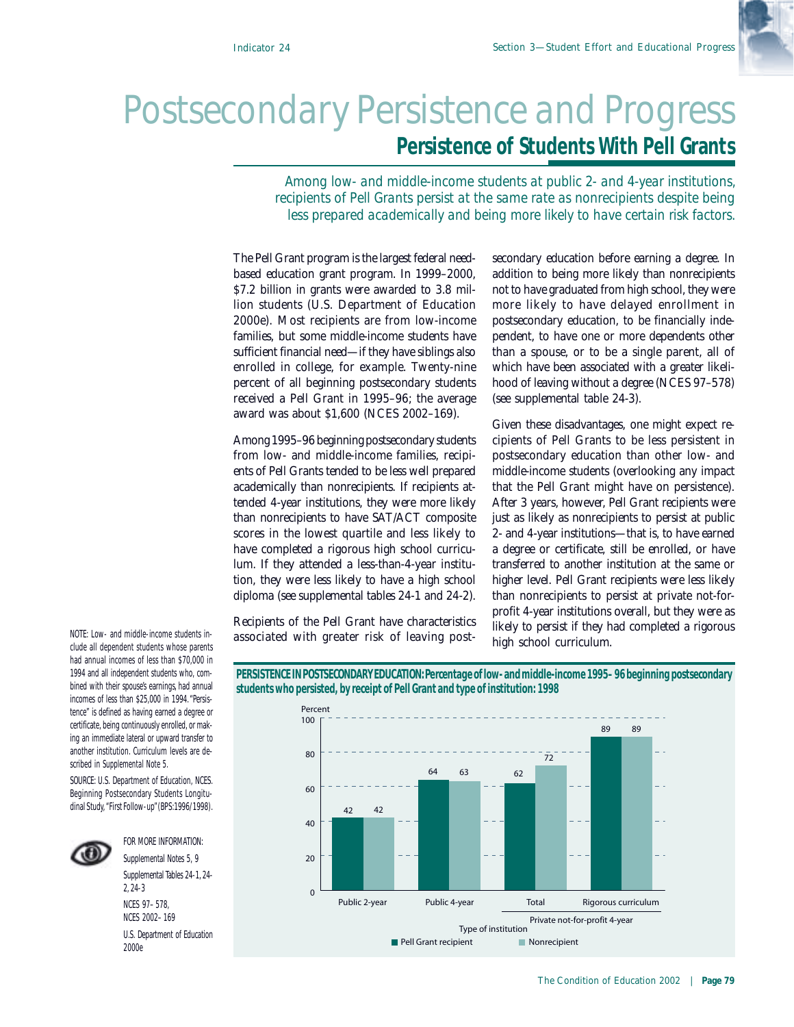# Postsecondary Persistence and Progress

## Persistence of Students With Pell Grants

*Among low- and middle-income students at public 2- and 4-year institutions, recipients of Pell Grants persist at the same rate as nonrecipients despite being less prepared academically and being more likely to have certain risk factors.*

The Pell Grant program is the largest federal need-based education grant program. In 1999–2000, \$7.2 billion in grants were awarded to 3.8 million students (U.S. Department of Education 2000e). Most recipients are from low-income families, but some middle-income students have sufficient financial need—if they have siblings also enrolled in college, for example. Twenty-nine percent of all beginning postsecondary students received a Pell Grant in 1995–96; the average award was about \$1,600 (NCES 2002–169).

Among 1995–96 beginning postsecondary students from low- and middle-income families, recipients of Pell Grants tended to be less well prepared academically than nonrecipients. If recipients attended 4-year institutions, they were more likely than nonrecipients to have SAT/ACT composite scores in the lowest quartile and less likely to have completed a rigorous high school curriculum. If they attended a less-than-4-year institution, they were less likely to have a high school diploma (see supplemental tables 24-1 and 24-2).

Recipients of the Pell Grant have characteristics associated with greater risk of leaving postsecondary education before earning a degree. In addition to being more likely than nonrecipients not to have graduated from high school, they were more likely to have delayed enrollment in postsecondary education, to be financially independent, to have one or more dependents other than a spouse, or to be a single parent, all of which have been associated with a greater likelihood of leaving without a degree (NCES 97–578) (see supplemental table 24-3).

Given these disadvantages, one might expect recipients of Pell Grants to be less persistent in postsecondary education than other low- and middle-income students (overlooking any impact that the Pell Grant might have on persistence). After 3 years, however, Pell Grant recipients were just as likely as nonrecipients to persist at public 2- and 4-year institutions—that is, to have earned a degree or certificate, still be enrolled, or have transferred to another institution at the same or higher level. Pell Grant recipients were less likely than nonrecipients to persist at private not-for-profit 4-year institutions overall, but they were as likely to persist if they had completed a rigorous high school curriculum.

**PERSISTENCE IN POSTSECONDARY EDUCATION: Percentage of low- and middle-income 1995–96 beginning postsecondary students who persisted, by receipt of Pell Grant and type of institution: 1998**

| Type of institution | Pell Grant recipient | Nonrecipient |
|---|---|---|
| Public 2-year | 42 | 42 |
| Public 4-year | 64 | 63 |
| Private not-for-profit 4-year: Total | 62 | 72 |
| Private not-for-profit 4-year: Rigorous curriculum | 89 | 89 |

NOTE: Low- and middle-income students include all dependent students whose parents had annual incomes of less than \$70,000 in 1994 and all independent students who, combined with their spouse's earnings, had annual incomes of less than \$25,000 in 1994. "Persistence" is defined as having earned a degree or certificate, being continuously enrolled, or making an immediate lateral or upward transfer to another institution. Curriculum levels are described in Supplemental Note 5.

SOURCE: U.S. Department of Education, NCES. Beginning Postsecondary Students Longitudinal Study, "First Follow-up" (BPS:1996/1998).

FOR MORE INFORMATION:
Supplemental Notes 5, 9
Supplemental Tables 24-1, 24-2, 24-3
NCES 97–578,
NCES 2002–169
U.S. Department of Education 2000e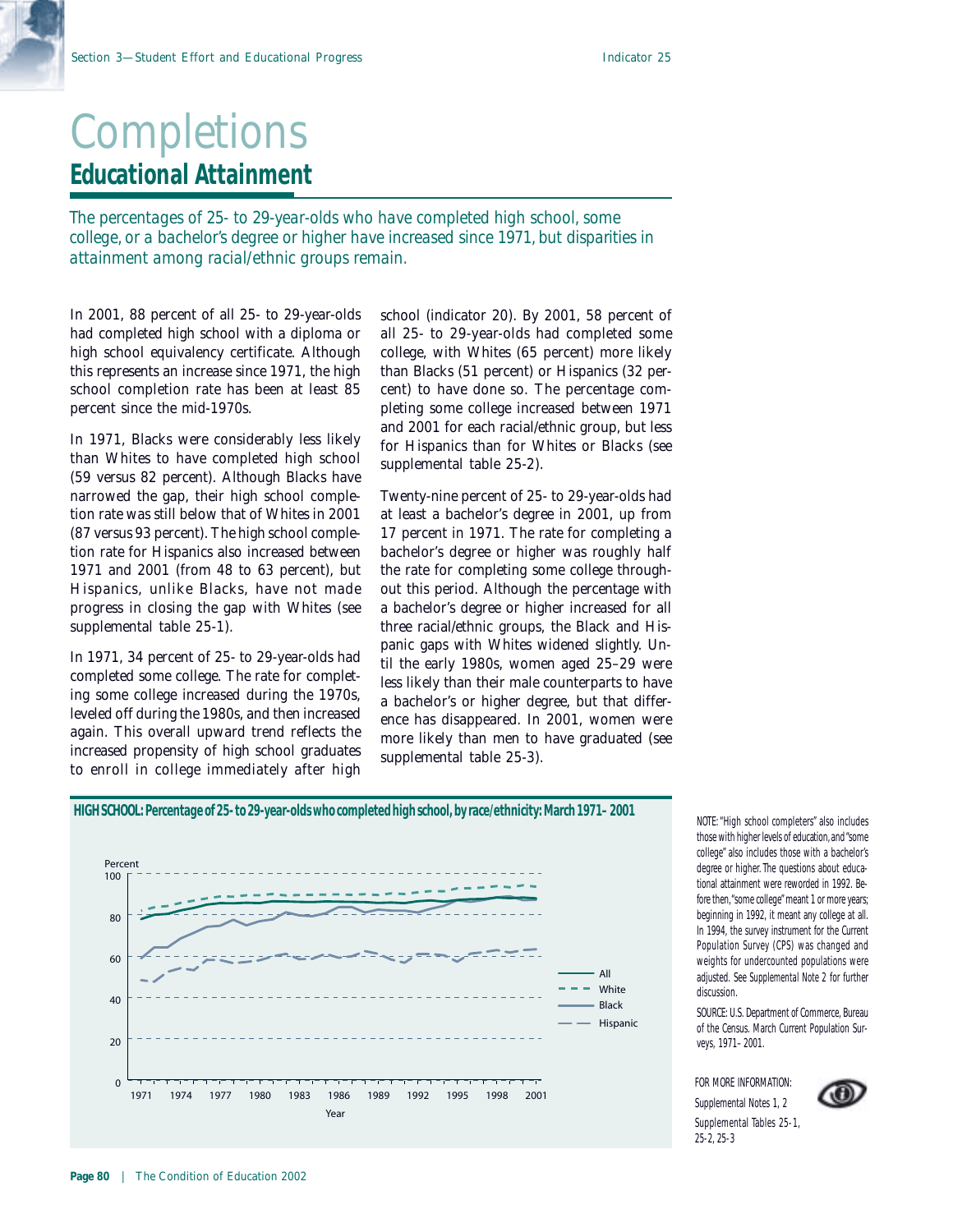# Completions

## Educational Attainment

*The percentages of 25- to 29-year-olds who have completed high school, some college, or a bachelor's degree or higher have increased since 1971, but disparities in attainment among racial/ethnic groups remain.*

In 2001, 88 percent of all 25- to 29-year-olds had completed high school with a diploma or high school equivalency certificate. Although this represents an increase since 1971, the high school completion rate has been at least 85 percent since the mid-1970s.

In 1971, Blacks were considerably less likely than Whites to have completed high school (59 versus 82 percent). Although Blacks have narrowed the gap, their high school completion rate was still below that of Whites in 2001 (87 versus 93 percent). The high school completion rate for Hispanics also increased between 1971 and 2001 (from 48 to 63 percent), but Hispanics, unlike Blacks, have not made progress in closing the gap with Whites (see supplemental table 25-1).

In 1971, 34 percent of 25- to 29-year-olds had completed some college. The rate for completing some college increased during the 1970s, leveled off during the 1980s, and then increased again. This overall upward trend reflects the increased propensity of high school graduates to enroll in college immediately after high school (indicator 20). By 2001, 58 percent of all 25- to 29-year-olds had completed some college, with Whites (65 percent) more likely than Blacks (51 percent) or Hispanics (32 percent) to have done so. The percentage completing some college increased between 1971 and 2001 for each racial/ethnic group, but less for Hispanics than for Whites or Blacks (see supplemental table 25-2).

Twenty-nine percent of 25- to 29-year-olds had at least a bachelor's degree in 2001, up from 17 percent in 1971. The rate for completing a bachelor's degree or higher was roughly half the rate for completing some college throughout this period. Although the percentage with a bachelor's degree or higher increased for all three racial/ethnic groups, the Black and Hispanic gaps with Whites widened slightly. Until the early 1980s, women aged 25–29 were less likely than their male counterparts to have a bachelor's or higher degree, but that difference has disappeared. In 2001, women were more likely than men to have graduated (see supplemental table 25-3).

**HIGH SCHOOL: Percentage of 25- to 29-year-olds who completed high school, by race/ethnicity: March 1971–2001**

Percent
100
80
60
40
20
0
1971 1974 1977 1980 1983 1986 1989 1992 1995 1998 2001
Year

All
White
Black
Hispanic

NOTE: "High school completers" also includes those with higher levels of education, and "some college" also includes those with a bachelor's degree or higher. The questions about educational attainment were reworded in 1992. Before then, "some college" meant 1 or more years; beginning in 1992, it meant any college at all. In 1994, the survey instrument for the Current Population Survey (CPS) was changed and weights for undercounted populations were adjusted. See Supplemental Note 2 for further discussion.

SOURCE: U.S. Department of Commerce, Bureau of the Census. March Current Population Surveys, 1971–2001.

FOR MORE INFORMATION:
Supplemental Notes 1, 2
Supplemental Tables 25-1, 25-2, 25-3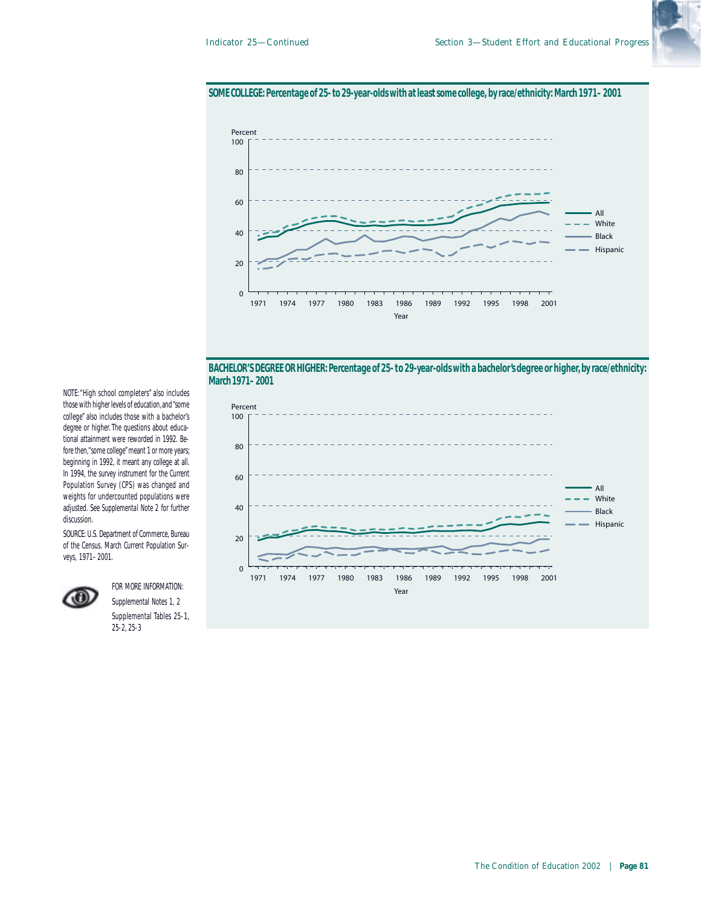**SOME COLLEGE: Percentage of 25- to 29-year-olds with at least some college, by race/ethnicity: March 1971–2001**

Percent

100

80

60

40

20

0

1971 1974 1977 1980 1983 1986 1989 1992 1995 1998 2001

Year

All

White

Black

Hispanic

**BACHELOR'S DEGREE OR HIGHER: Percentage of 25- to 29-year-olds with a bachelor's degree or higher, by race/ethnicity: March 1971–2001**

Percent

100

80

60

40

20

0

1971 1974 1977 1980 1983 1986 1989 1992 1995 1998 2001

Year

All

White

Black

Hispanic

NOTE: "High school completers" also includes those with higher levels of education, and "some college" also includes those with a bachelor's degree or higher. The questions about educational attainment were reworded in 1992. Before then, "some college" meant 1 or more years; beginning in 1992, it meant any college at all. In 1994, the survey instrument for the Current Population Survey (CPS) was changed and weights for undercounted populations were adjusted. See Supplemental Note 2 for further discussion.

SOURCE: U.S. Department of Commerce, Bureau of the Census. March Current Population Surveys, 1971–2001.

FOR MORE INFORMATION:
Supplemental Notes 1, 2
Supplemental Tables 25-1, 25-2, 25-3